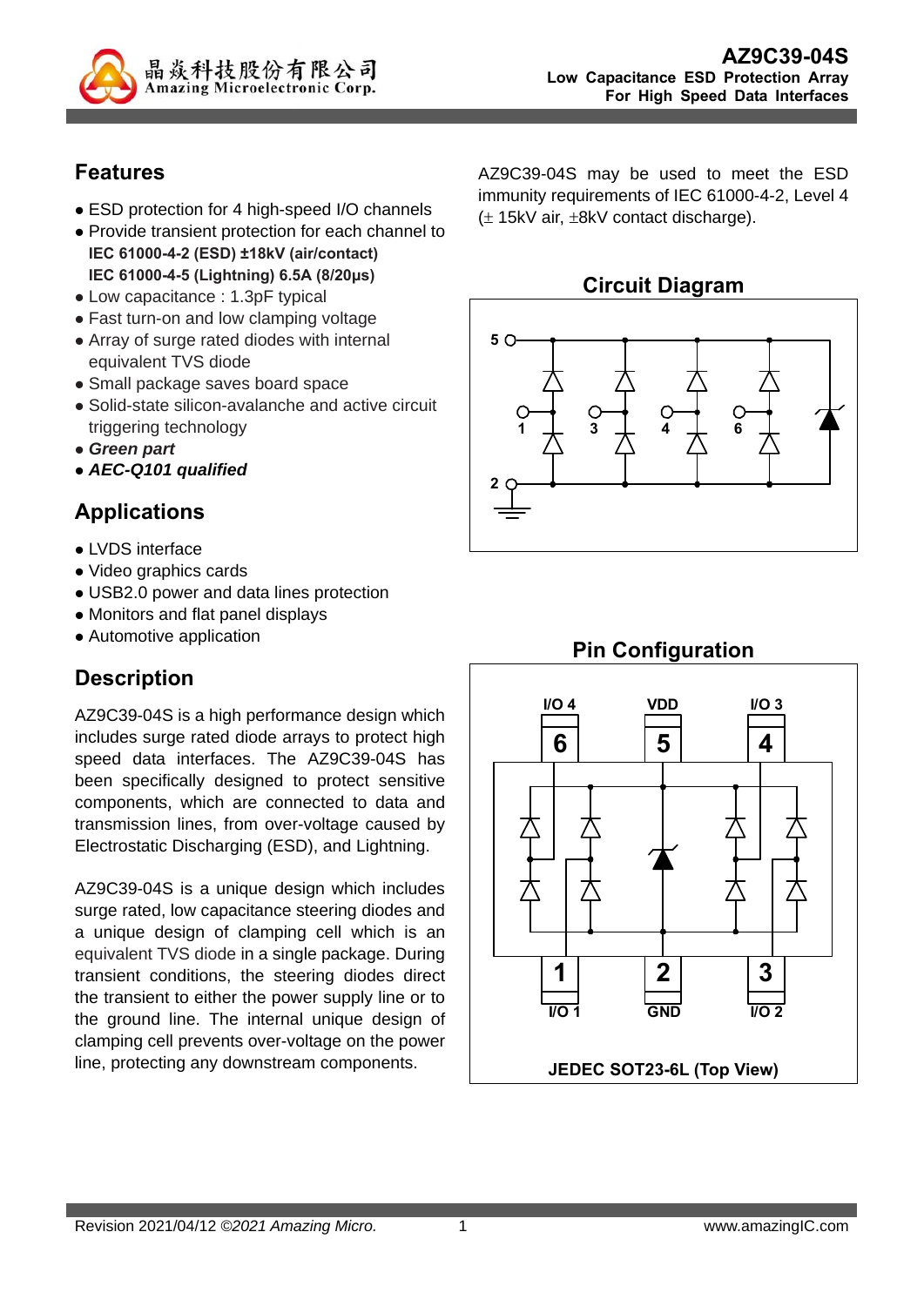# AZ9C39-04S

**Low Capacitance ESD Protection Array For High Speed Data Interfaces**

## Features

- ESD protection for 4 high-speed I/O channels
- Provide transient protection for each channel to
  **IEC 61000-4-2 (ESD) ±18kV (air/contact)**
  **IEC 61000-4-5 (Lightning) 6.5A (8/20μs)**
- Low capacitance : 1.3pF typical
- Fast turn-on and low clamping voltage
- Array of surge rated diodes with internal equivalent TVS diode
- Small package saves board space
- Solid-state silicon-avalanche and active circuit triggering technology
- ***Green part***
- ***AEC-Q101 qualified***

## Applications

- LVDS interface
- Video graphics cards
- USB2.0 power and data lines protection
- Monitors and flat panel displays
- Automotive application

## Description

AZ9C39-04S is a high performance design which includes surge rated diode arrays to protect high speed data interfaces. The AZ9C39-04S has been specifically designed to protect sensitive components, which are connected to data and transmission lines, from over-voltage caused by Electrostatic Discharging (ESD), and Lightning.

AZ9C39-04S is a unique design which includes surge rated, low capacitance steering diodes and a unique design of clamping cell which is an equivalent TVS diode in a single package. During transient conditions, the steering diodes direct the transient to either the power supply line or to the ground line. The internal unique design of clamping cell prevents over-voltage on the power line, protecting any downstream components.

AZ9C39-04S may be used to meet the ESD immunity requirements of IEC 61000-4-2, Level 4 (± 15kV air, ±8kV contact discharge).

## Circuit Diagram

## Pin Configuration

| Pin | Name |
|---|---|
| 1 | I/O 1 |
| 2 | GND |
| 3 | I/O 2 |
| 4 | I/O 3 |
| 5 | VDD |
| 6 | I/O 4 |

JEDEC SOT23-6L (Top View)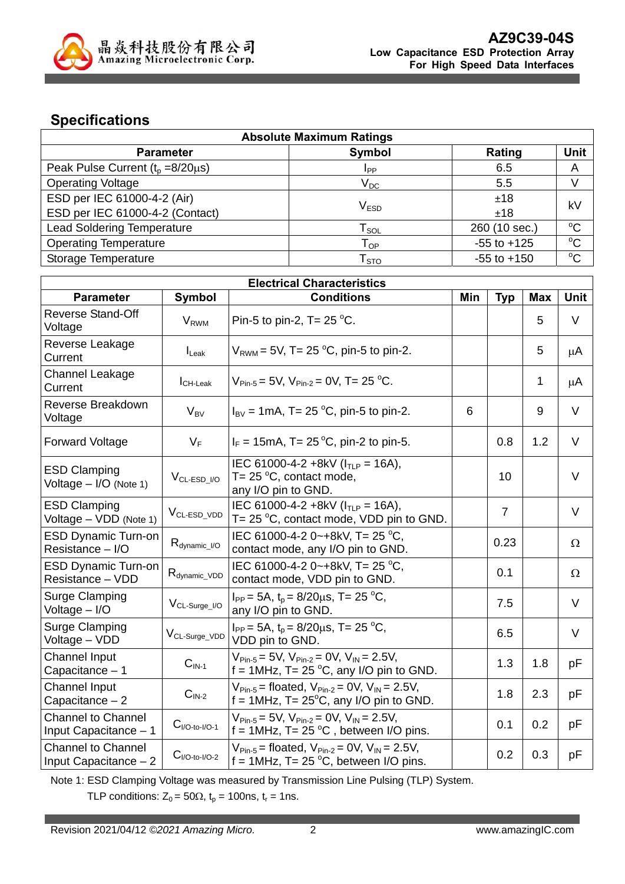## Specifications

| Absolute Maximum Ratings | | | |
|---|---|---|---|
| **Parameter** | **Symbol** | **Rating** | **Unit** |
| Peak Pulse Current ($t_p$ =8/20μs) | $I_{PP}$ | 6.5 | A |
| Operating Voltage | $V_{DC}$ | 5.5 | V |
| ESD per IEC 61000-4-2 (Air)<br>ESD per IEC 61000-4-2 (Contact) | $V_{ESD}$ | ±18<br>±18 | kV |
| Lead Soldering Temperature | $T_{SOL}$ | 260 (10 sec.) | $^oC$ |
| Operating Temperature | $T_{OP}$ | -55 to +125 | $^oC$ |
| Storage Temperature | $T_{STO}$ | -55 to +150 | $^oC$ |

| Electrical Characteristics | | | | | | |
|---|---|---|---|---|---|---|
| **Parameter** | **Symbol** | **Conditions** | **Min** | **Typ** | **Max** | **Unit** |
| Reverse Stand-Off Voltage | $V_{RWM}$ | Pin-5 to pin-2, T= 25 $^oC$. | | | 5 | V |
| Reverse Leakage Current | $I_{Leak}$ | $V_{RWM}$ = 5V, T= 25 $^oC$, pin-5 to pin-2. | | | 5 | μA |
| Channel Leakage Current | $I_{CH\text{-}Leak}$ | $V_{Pin\text{-}5}$ = 5V, $V_{Pin\text{-}2}$ = 0V, T= 25 $^oC$. | | | 1 | μA |
| Reverse Breakdown Voltage | $V_{BV}$ | $I_{BV}$ = 1mA, T= 25 $^oC$, pin-5 to pin-2. | 6 | | 9 | V |
| Forward Voltage | $V_F$ | $I_F$ = 15mA, T= 25 $^oC$, pin-2 to pin-5. | | 0.8 | 1.2 | V |
| ESD Clamping Voltage – I/O (Note 1) | $V_{CL\text{-}ESD\_I/O}$ | IEC 61000-4-2 +8kV ($I_{TLP}$ = 16A), T= 25 $^oC$, contact mode, any I/O pin to GND. | | 10 | | V |
| ESD Clamping Voltage – VDD (Note 1) | $V_{CL\text{-}ESD\_VDD}$ | IEC 61000-4-2 +8kV ($I_{TLP}$ = 16A), T= 25 $^oC$, contact mode, VDD pin to GND. | | 7 | | V |
| ESD Dynamic Turn-on Resistance – I/O | $R_{dynamic\_I/O}$ | IEC 61000-4-2 0~+8kV, T= 25 $^oC$, contact mode, any I/O pin to GND. | | 0.23 | | Ω |
| ESD Dynamic Turn-on Resistance – VDD | $R_{dynamic\_VDD}$ | IEC 61000-4-2 0~+8kV, T= 25 $^oC$, contact mode, VDD pin to GND. | | 0.1 | | Ω |
| Surge Clamping Voltage – I/O | $V_{CL\text{-}Surge\_I/O}$ | $I_{PP}$ = 5A, $t_p$ = 8/20μs, T= 25 $^oC$, any I/O pin to GND. | | 7.5 | | V |
| Surge Clamping Voltage – VDD | $V_{CL\text{-}Surge\_VDD}$ | $I_{PP}$ = 5A, $t_p$ = 8/20μs, T= 25 $^oC$, VDD pin to GND. | | 6.5 | | V |
| Channel Input Capacitance – 1 | $C_{IN\text{-}1}$ | $V_{Pin\text{-}5}$ = 5V, $V_{Pin\text{-}2}$ = 0V, $V_{IN}$ = 2.5V, f = 1MHz, T= 25 $^oC$, any I/O pin to GND. | | 1.3 | 1.8 | pF |
| Channel Input Capacitance – 2 | $C_{IN\text{-}2}$ | $V_{Pin\text{-}5}$ = floated, $V_{Pin\text{-}2}$ = 0V, $V_{IN}$ = 2.5V, f = 1MHz, T= 25$^oC$, any I/O pin to GND. | | 1.8 | 2.3 | pF |
| Channel to Channel Input Capacitance – 1 | $C_{I/O\text{-}to\text{-}I/O\text{-}1}$ | $V_{Pin\text{-}5}$ = 5V, $V_{Pin\text{-}2}$ = 0V, $V_{IN}$ = 2.5V, f = 1MHz, T= 25 $^oC$ , between I/O pins. | | 0.1 | 0.2 | pF |
| Channel to Channel Input Capacitance – 2 | $C_{I/O\text{-}to\text{-}I/O\text{-}2}$ | $V_{Pin\text{-}5}$ = floated, $V_{Pin\text{-}2}$ = 0V, $V_{IN}$ = 2.5V, f = 1MHz, T= 25 $^oC$, between I/O pins. | | 0.2 | 0.3 | pF |

Note 1: ESD Clamping Voltage was measured by Transmission Line Pulsing (TLP) System.
TLP conditions: $Z_0$ = 50Ω, $t_p$ = 100ns, $t_r$ = 1ns.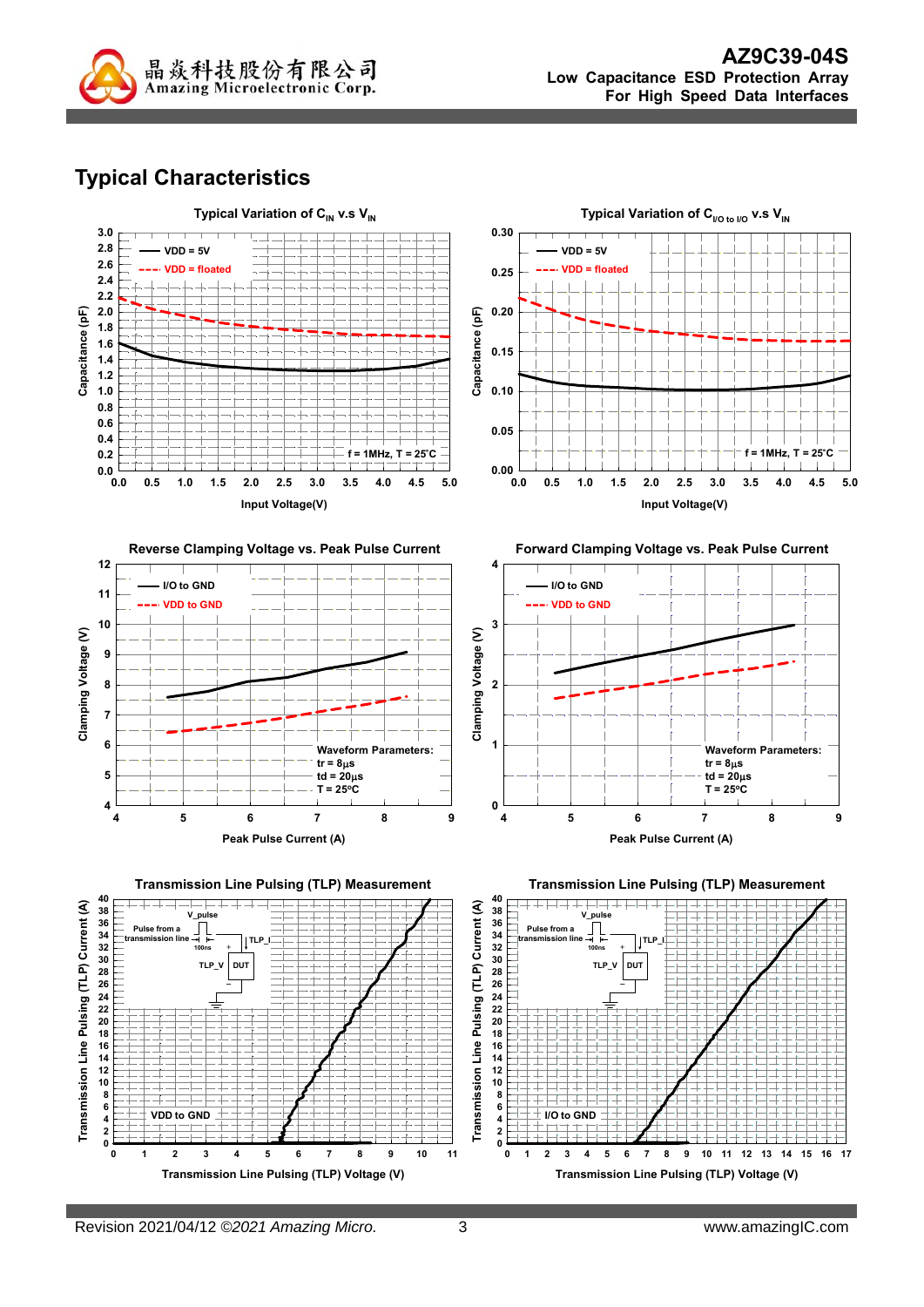# Typical Characteristics

**Typical Variation of $C_{IN}$ v.s $V_{IN}$**

Capacitance (pF) vs. Input Voltage(V)

- VDD = 5V
- VDD = floated

f = 1MHz, T = 25°C

**Typical Variation of $C_{I/O\ to\ I/O}$ v.s $V_{IN}$**

Capacitance (pF) vs. Input Voltage(V)

- VDD = 5V
- VDD = floated

f = 1MHz, T = 25°C

**Reverse Clamping Voltage vs. Peak Pulse Current**

Clamping Voltage (V) vs. Peak Pulse Current (A)

- I/O to GND
- VDD to GND

Waveform Parameters:
tr = 8μs
td = 20μs
T = 25°C

**Forward Clamping Voltage vs. Peak Pulse Current**

Clamping Voltage (V) vs. Peak Pulse Current (A)

- I/O to GND
- VDD to GND

Waveform Parameters:
tr = 8μs
td = 20μs
T = 25°C

**Transmission Line Pulsing (TLP) Measurement**

Transmission Line Pulsing (TLP) Current (A) vs. Transmission Line Pulsing (TLP) Voltage (V)

Pulse from a transmission line, V_pulse, 100ns, TLP_I, TLP_V, DUT

VDD to GND

**Transmission Line Pulsing (TLP) Measurement**

Transmission Line Pulsing (TLP) Current (A) vs. Transmission Line Pulsing (TLP) Voltage (V)

Pulse from a transmission line, V_pulse, 100ns, TLP_I, TLP_V, DUT

I/O to GND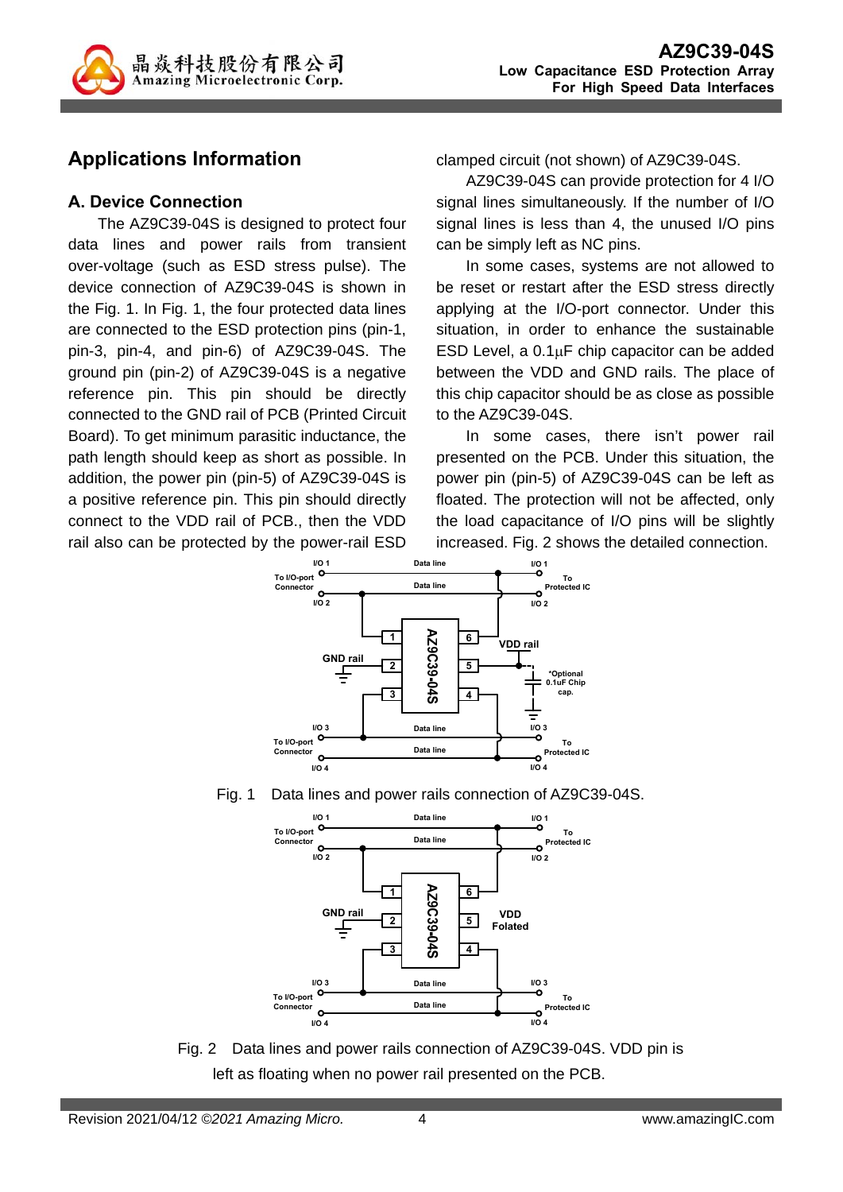## Applications Information

### A. Device Connection

The AZ9C39-04S is designed to protect four data lines and power rails from transient over-voltage (such as ESD stress pulse). The device connection of AZ9C39-04S is shown in the Fig. 1. In Fig. 1, the four protected data lines are connected to the ESD protection pins (pin-1, pin-3, pin-4, and pin-6) of AZ9C39-04S. The ground pin (pin-2) of AZ9C39-04S is a negative reference pin. This pin should be directly connected to the GND rail of PCB (Printed Circuit Board). To get minimum parasitic inductance, the path length should keep as short as possible. In addition, the power pin (pin-5) of AZ9C39-04S is a positive reference pin. This pin should directly connect to the VDD rail of PCB., then the VDD rail also can be protected by the power-rail ESD clamped circuit (not shown) of AZ9C39-04S.

AZ9C39-04S can provide protection for 4 I/O signal lines simultaneously. If the number of I/O signal lines is less than 4, the unused I/O pins can be simply left as NC pins.

In some cases, systems are not allowed to be reset or restart after the ESD stress directly applying at the I/O-port connector. Under this situation, in order to enhance the sustainable ESD Level, a 0.1μF chip capacitor can be added between the VDD and GND rails. The place of this chip capacitor should be as close as possible to the AZ9C39-04S.

In some cases, there isn't power rail presented on the PCB. Under this situation, the power pin (pin-5) of AZ9C39-04S can be left as floated. The protection will not be affected, only the load capacitance of I/O pins will be slightly increased. Fig. 2 shows the detailed connection.

Fig. 1 Data lines and power rails connection of AZ9C39-04S.

Fig. 2 Data lines and power rails connection of AZ9C39-04S. VDD pin is left as floating when no power rail presented on the PCB.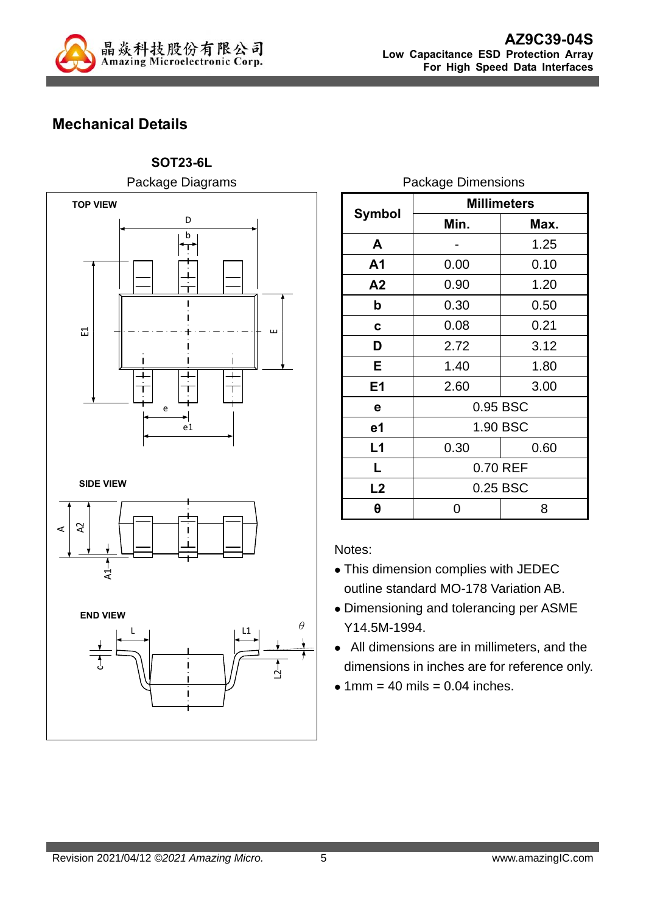## Mechanical Details

**SOT23-6L**

Package Diagrams

TOP VIEW

SIDE VIEW

END VIEW

Package Dimensions

| Symbol | Millimeters | |
|---|---|---|
| | **Min.** | **Max.** |
| **A** | - | 1.25 |
| **A1** | 0.00 | 0.10 |
| **A2** | 0.90 | 1.20 |
| **b** | 0.30 | 0.50 |
| **c** | 0.08 | 0.21 |
| **D** | 2.72 | 3.12 |
| **E** | 1.40 | 1.80 |
| **E1** | 2.60 | 3.00 |
| **e** | 0.95 BSC | |
| **e1** | 1.90 BSC | |
| **L1** | 0.30 | 0.60 |
| **L** | 0.70 REF | |
| **L2** | 0.25 BSC | |
| **θ** | 0 | 8 |

Notes:

- This dimension complies with JEDEC outline standard MO-178 Variation AB.
- Dimensioning and tolerancing per ASME Y14.5M-1994.
- All dimensions are in millimeters, and the dimensions in inches are for reference only.
- 1mm = 40 mils = 0.04 inches.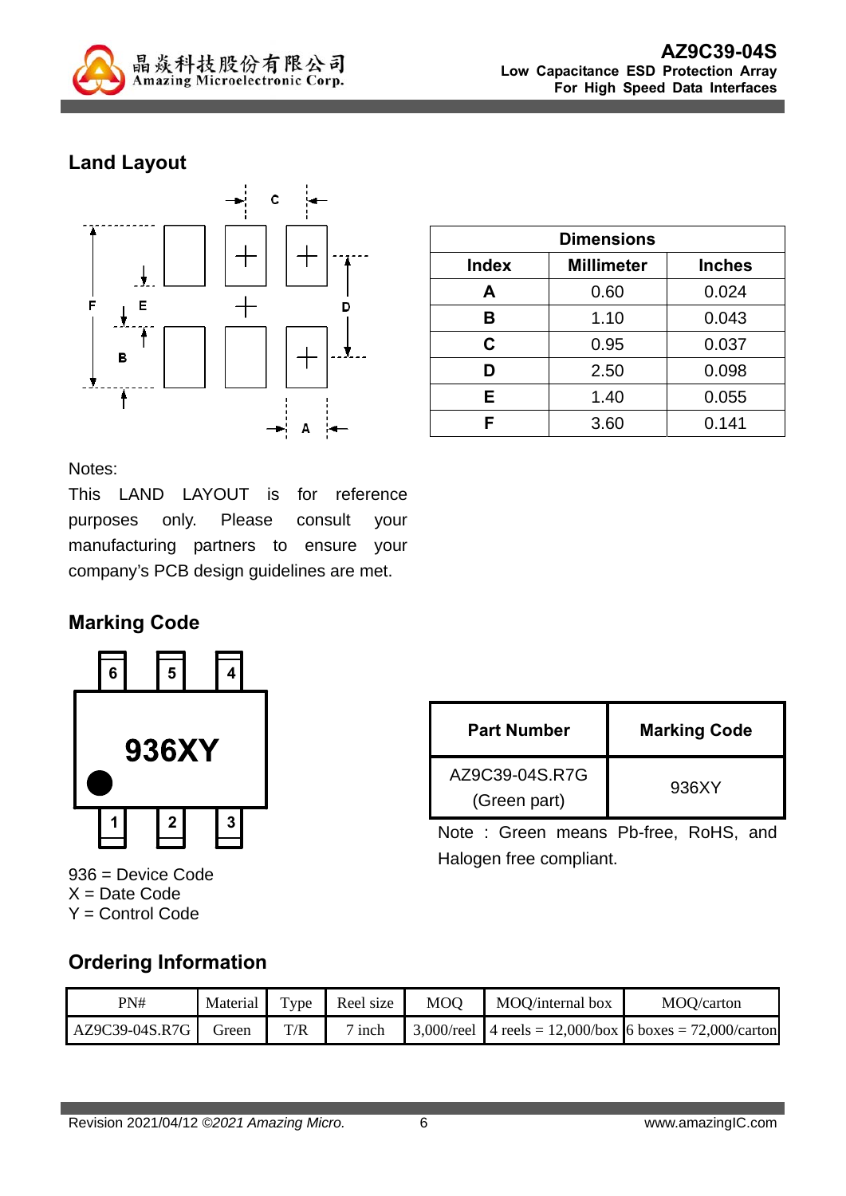## Land Layout

| Dimensions | | |
|---|---|---|
| **Index** | **Millimeter** | **Inches** |
| **A** | 0.60 | 0.024 |
| **B** | 1.10 | 0.043 |
| **C** | 0.95 | 0.037 |
| **D** | 2.50 | 0.098 |
| **E** | 1.40 | 0.055 |
| **F** | 3.60 | 0.141 |

Notes:

This LAND LAYOUT is for reference purposes only. Please consult your manufacturing partners to ensure your company's PCB design guidelines are met.

## Marking Code

936XY

936 = Device Code
X = Date Code
Y = Control Code

| Part Number | Marking Code |
|---|---|
| AZ9C39-04S.R7G (Green part) | 936XY |

Note : Green means Pb-free, RoHS, and Halogen free compliant.

## Ordering Information

| PN# | Material | Type | Reel size | MOQ | MOQ/internal box | MOQ/carton |
|---|---|---|---|---|---|---|
| AZ9C39-04S.R7G | Green | T/R | 7 inch | 3,000/reel | 4 reels = 12,000/box | 6 boxes = 72,000/carton |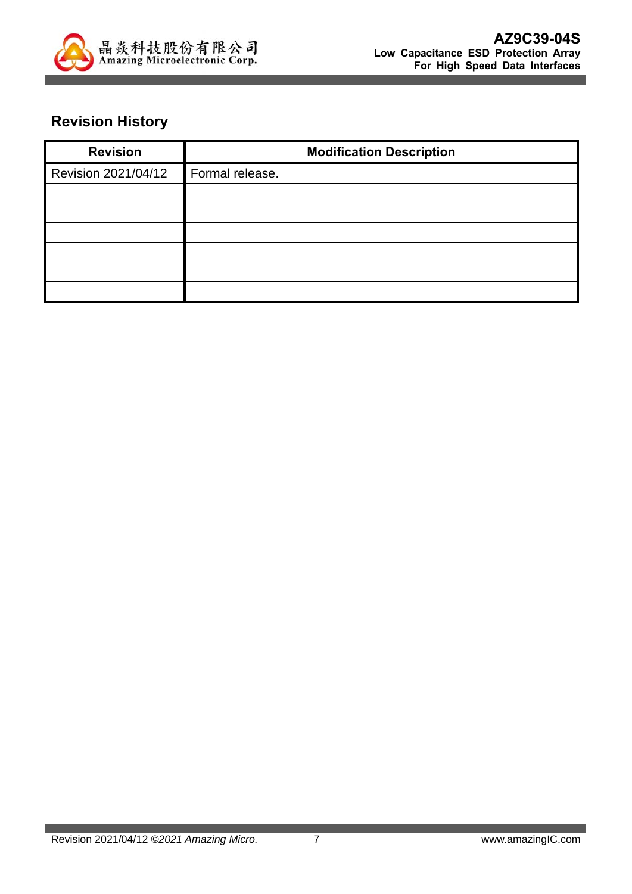## Revision History

| Revision | Modification Description |
|---|---|
| Revision 2021/04/12 | Formal release. |
| | |
| | |
| | |
| | |
| | |
| | |